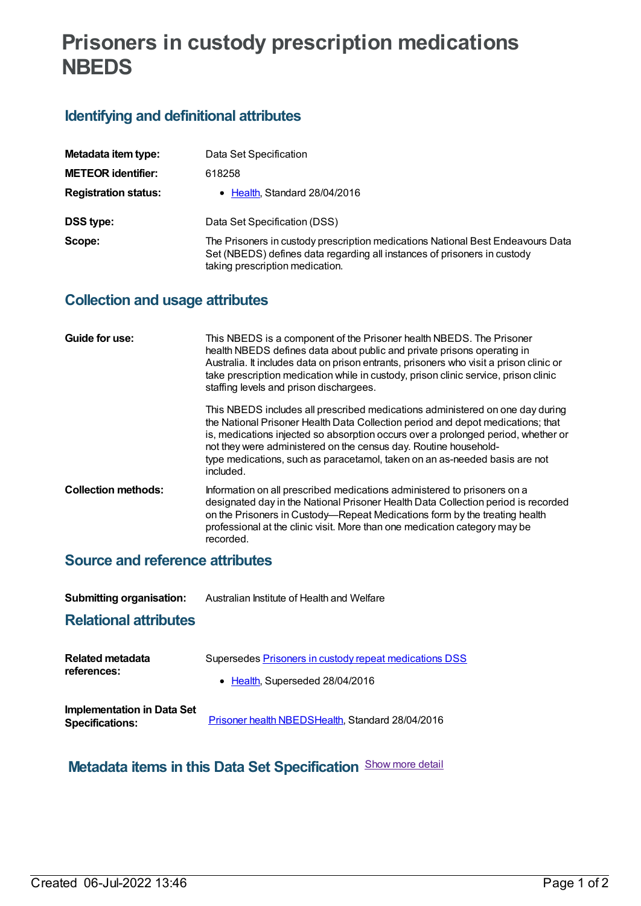# Prisoners in custody prescription medications NBEDS

## Identifying and definitional attributes

| | |
|---|---|
| **Metadata item type:** | Data Set Specification |
| **METEOR identifier:** | 618258 |
| **Registration status:** | • Health, Standard 28/04/2016 |
| **DSS type:** | Data Set Specification (DSS) |
| **Scope:** | The Prisoners in custody prescription medications National Best Endeavours Data Set (NBEDS) defines data regarding all instances of prisoners in custody taking prescription medication. |

## Collection and usage attributes

**Guide for use:**

This NBEDS is a component of the Prisoner health NBEDS. The Prisoner health NBEDS defines data about public and private prisons operating in Australia. It includes data on prison entrants, prisoners who visit a prison clinic or take prescription medication while in custody, prison clinic service, prison clinic staffing levels and prison dischargees.

This NBEDS includes all prescribed medications administered on one day during the National Prisoner Health Data Collection period and depot medications; that is, medications injected so absorption occurs over a prolonged period, whether or not they were administered on the census day. Routine household-type medications, such as paracetamol, taken on an as-needed basis are not included.

**Collection methods:**

Information on all prescribed medications administered to prisoners on a designated day in the National Prisoner Health Data Collection period is recorded on the Prisoners in Custody—Repeat Medications form by the treating health professional at the clinic visit. More than one medication category may be recorded.

## Source and reference attributes

**Submitting organisation:** Australian Institute of Health and Welfare

## Relational attributes

**Related metadata references:**

Supersedes Prisoners in custody repeat medications DSS

- Health, Superseded 28/04/2016

**Implementation in Data Set Specifications:**

Prisoner health NBEDSHealth, Standard 28/04/2016

## Metadata items in this Data Set Specification

Show more detail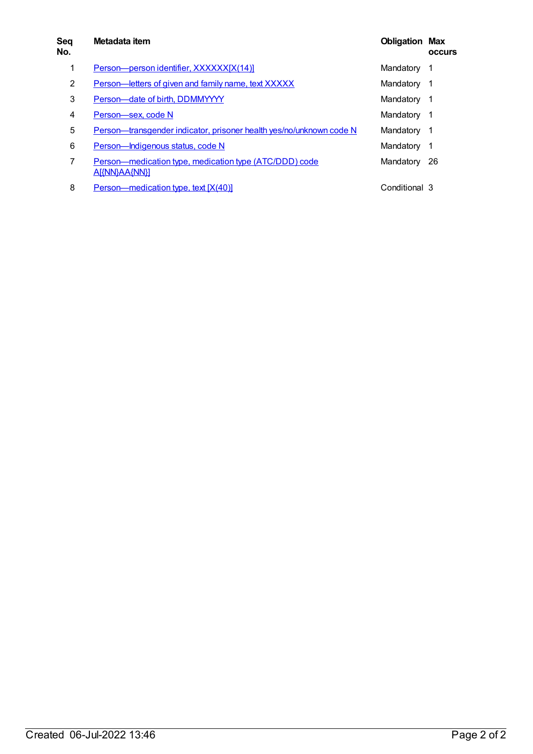| Seq No. | Metadata item | Obligation | Max occurs |
| --- | --- | --- | --- |
| 1 | Person—person identifier, XXXXXX[X(14)] | Mandatory | 1 |
| 2 | Person—letters of given and family name, text XXXXX | Mandatory | 1 |
| 3 | Person—date of birth, DDMMYYYY | Mandatory | 1 |
| 4 | Person—sex, code N | Mandatory | 1 |
| 5 | Person—transgender indicator, prisoner health yes/no/unknown code N | Mandatory | 1 |
| 6 | Person—Indigenous status, code N | Mandatory | 1 |
| 7 | Person—medication type, medication type (ATC/DDD) code A[{NN}AA{NN}] | Mandatory | 26 |
| 8 | Person—medication type, text [X(40)] | Conditional | 3 |

Created 06-Jul-2022 13:46